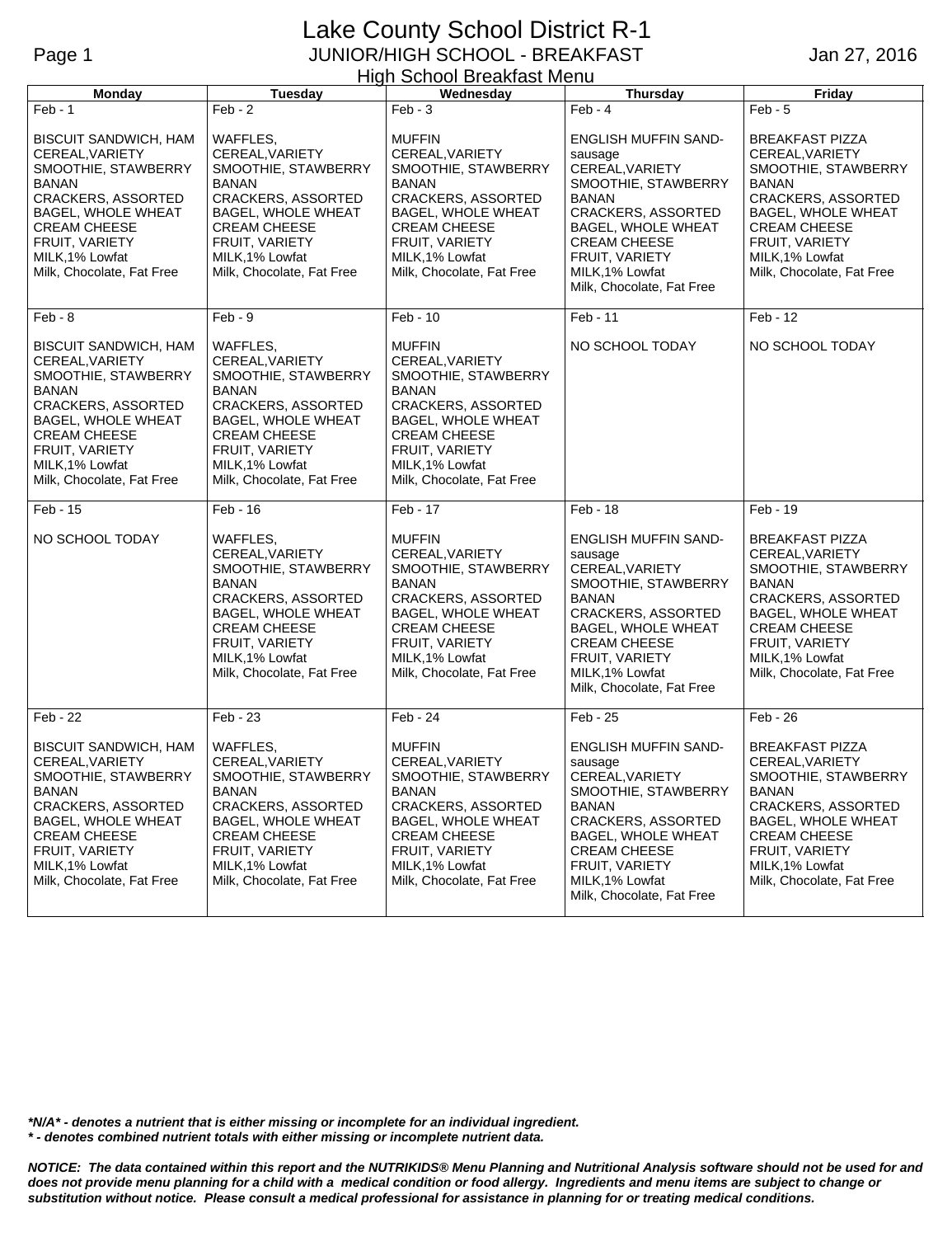# Lake County School District R-1

## JUNIOR/HIGH SCHOOL - BREAKFAST

Jan 27, 2016

### High School Breakfast Menu

| Monday | Tuesday | Wednesday | Thursday | Friday |
|---|---|---|---|---|
| Feb - 1<br><br>BISCUIT SANDWICH, HAM<br>CEREAL,VARIETY<br>SMOOTHIE, STAWBERRY<br>BANAN<br>CRACKERS, ASSORTED<br>BAGEL, WHOLE WHEAT<br>CREAM CHEESE<br>FRUIT, VARIETY<br>MILK,1% Lowfat<br>Milk, Chocolate, Fat Free | Feb - 2<br><br>WAFFLES,<br>CEREAL,VARIETY<br>SMOOTHIE, STAWBERRY<br>BANAN<br>CRACKERS, ASSORTED<br>BAGEL, WHOLE WHEAT<br>CREAM CHEESE<br>FRUIT, VARIETY<br>MILK,1% Lowfat<br>Milk, Chocolate, Fat Free | Feb - 3<br><br>MUFFIN<br>CEREAL,VARIETY<br>SMOOTHIE, STAWBERRY<br>BANAN<br>CRACKERS, ASSORTED<br>BAGEL, WHOLE WHEAT<br>CREAM CHEESE<br>FRUIT, VARIETY<br>MILK,1% Lowfat<br>Milk, Chocolate, Fat Free | Feb - 4<br><br>ENGLISH MUFFIN SAND-sausage<br>CEREAL,VARIETY<br>SMOOTHIE, STAWBERRY<br>BANAN<br>CRACKERS, ASSORTED<br>BAGEL, WHOLE WHEAT<br>CREAM CHEESE<br>FRUIT, VARIETY<br>MILK,1% Lowfat<br>Milk, Chocolate, Fat Free | Feb - 5<br><br>BREAKFAST PIZZA<br>CEREAL,VARIETY<br>SMOOTHIE, STAWBERRY<br>BANAN<br>CRACKERS, ASSORTED<br>BAGEL, WHOLE WHEAT<br>CREAM CHEESE<br>FRUIT, VARIETY<br>MILK,1% Lowfat<br>Milk, Chocolate, Fat Free |
| Feb - 8<br><br>BISCUIT SANDWICH, HAM<br>CEREAL,VARIETY<br>SMOOTHIE, STAWBERRY<br>BANAN<br>CRACKERS, ASSORTED<br>BAGEL, WHOLE WHEAT<br>CREAM CHEESE<br>FRUIT, VARIETY<br>MILK,1% Lowfat<br>Milk, Chocolate, Fat Free | Feb - 9<br><br>WAFFLES,<br>CEREAL,VARIETY<br>SMOOTHIE, STAWBERRY<br>BANAN<br>CRACKERS, ASSORTED<br>BAGEL, WHOLE WHEAT<br>CREAM CHEESE<br>FRUIT, VARIETY<br>MILK,1% Lowfat<br>Milk, Chocolate, Fat Free | Feb - 10<br><br>MUFFIN<br>CEREAL,VARIETY<br>SMOOTHIE, STAWBERRY<br>BANAN<br>CRACKERS, ASSORTED<br>BAGEL, WHOLE WHEAT<br>CREAM CHEESE<br>FRUIT, VARIETY<br>MILK,1% Lowfat<br>Milk, Chocolate, Fat Free | Feb - 11<br><br>NO SCHOOL TODAY | Feb - 12<br><br>NO SCHOOL TODAY |
| Feb - 15<br><br>NO SCHOOL TODAY | Feb - 16<br><br>WAFFLES,<br>CEREAL,VARIETY<br>SMOOTHIE, STAWBERRY<br>BANAN<br>CRACKERS, ASSORTED<br>BAGEL, WHOLE WHEAT<br>CREAM CHEESE<br>FRUIT, VARIETY<br>MILK,1% Lowfat<br>Milk, Chocolate, Fat Free | Feb - 17<br><br>MUFFIN<br>CEREAL,VARIETY<br>SMOOTHIE, STAWBERRY<br>BANAN<br>CRACKERS, ASSORTED<br>BAGEL, WHOLE WHEAT<br>CREAM CHEESE<br>FRUIT, VARIETY<br>MILK,1% Lowfat<br>Milk, Chocolate, Fat Free | Feb - 18<br><br>ENGLISH MUFFIN SAND-sausage<br>CEREAL,VARIETY<br>SMOOTHIE, STAWBERRY<br>BANAN<br>CRACKERS, ASSORTED<br>BAGEL, WHOLE WHEAT<br>CREAM CHEESE<br>FRUIT, VARIETY<br>MILK,1% Lowfat<br>Milk, Chocolate, Fat Free | Feb - 19<br><br>BREAKFAST PIZZA<br>CEREAL,VARIETY<br>SMOOTHIE, STAWBERRY<br>BANAN<br>CRACKERS, ASSORTED<br>BAGEL, WHOLE WHEAT<br>CREAM CHEESE<br>FRUIT, VARIETY<br>MILK,1% Lowfat<br>Milk, Chocolate, Fat Free |
| Feb - 22<br><br>BISCUIT SANDWICH, HAM<br>CEREAL,VARIETY<br>SMOOTHIE, STAWBERRY<br>BANAN<br>CRACKERS, ASSORTED<br>BAGEL, WHOLE WHEAT<br>CREAM CHEESE<br>FRUIT, VARIETY<br>MILK,1% Lowfat<br>Milk, Chocolate, Fat Free | Feb - 23<br><br>WAFFLES,<br>CEREAL,VARIETY<br>SMOOTHIE, STAWBERRY<br>BANAN<br>CRACKERS, ASSORTED<br>BAGEL, WHOLE WHEAT<br>CREAM CHEESE<br>FRUIT, VARIETY<br>MILK,1% Lowfat<br>Milk, Chocolate, Fat Free | Feb - 24<br><br>MUFFIN<br>CEREAL,VARIETY<br>SMOOTHIE, STAWBERRY<br>BANAN<br>CRACKERS, ASSORTED<br>BAGEL, WHOLE WHEAT<br>CREAM CHEESE<br>FRUIT, VARIETY<br>MILK,1% Lowfat<br>Milk, Chocolate, Fat Free | Feb - 25<br><br>ENGLISH MUFFIN SAND-sausage<br>CEREAL,VARIETY<br>SMOOTHIE, STAWBERRY<br>BANAN<br>CRACKERS, ASSORTED<br>BAGEL, WHOLE WHEAT<br>CREAM CHEESE<br>FRUIT, VARIETY<br>MILK,1% Lowfat<br>Milk, Chocolate, Fat Free | Feb - 26<br><br>BREAKFAST PIZZA<br>CEREAL,VARIETY<br>SMOOTHIE, STAWBERRY<br>BANAN<br>CRACKERS, ASSORTED<br>BAGEL, WHOLE WHEAT<br>CREAM CHEESE<br>FRUIT, VARIETY<br>MILK,1% Lowfat<br>Milk, Chocolate, Fat Free |

***N/A* - denotes a nutrient that is either missing or incomplete for an individual ingredient.**

***** - denotes combined nutrient totals with either missing or incomplete nutrient data.**

***NOTICE: The data contained within this report and the NUTRIKIDS® Menu Planning and Nutritional Analysis software should not be used for and does not provide menu planning for a child with a medical condition or food allergy. Ingredients and menu items are subject to change or substitution without notice. Please consult a medical professional for assistance in planning for or treating medical conditions.***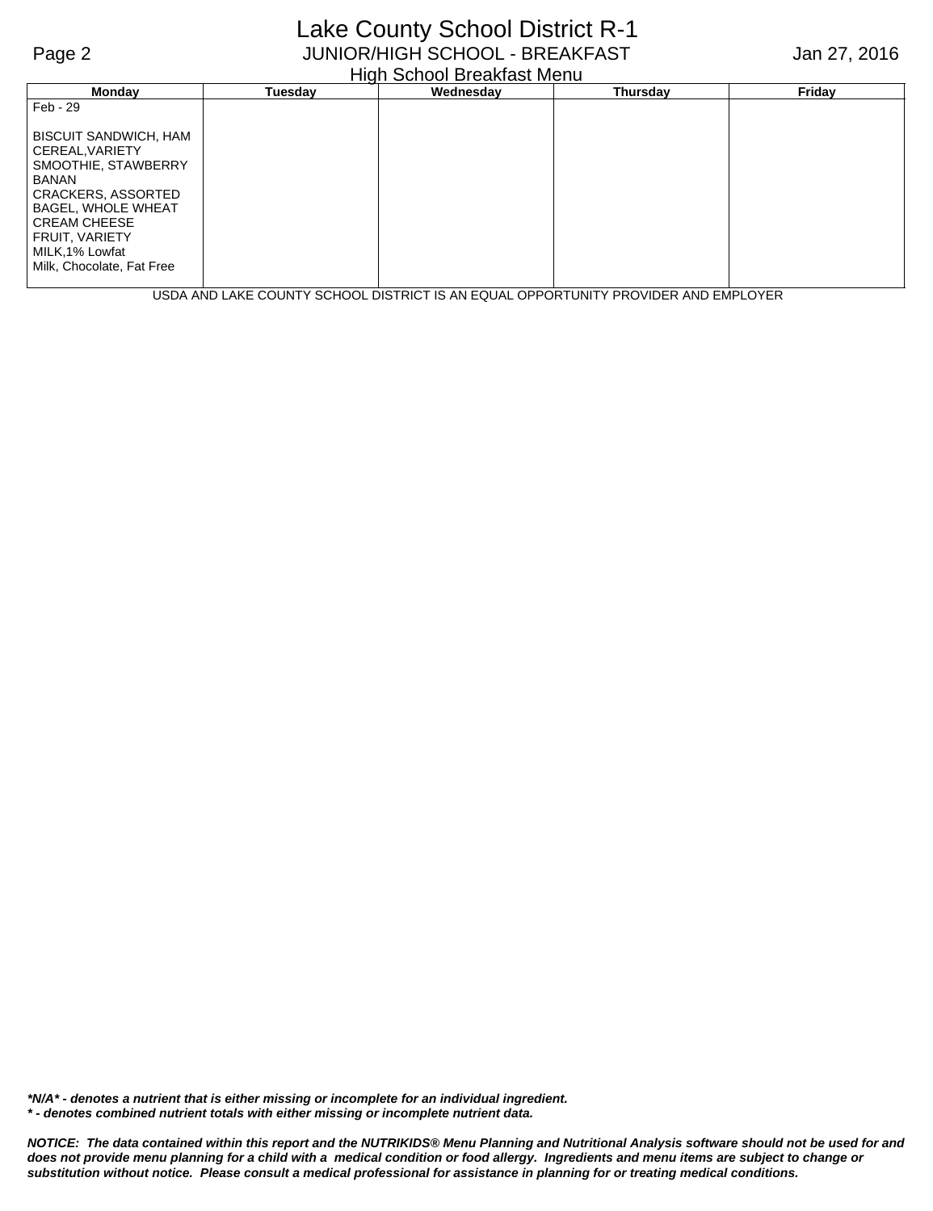# Lake County School District R-1

## JUNIOR/HIGH SCHOOL - BREAKFAST

### High School Breakfast Menu

Jan 27, 2016

| Monday | Tuesday | Wednesday | Thursday | Friday |
|---|---|---|---|---|
| Feb - 29<br><br>BISCUIT SANDWICH, HAM<br>CEREAL,VARIETY<br>SMOOTHIE, STAWBERRY BANAN<br>CRACKERS, ASSORTED<br>BAGEL, WHOLE WHEAT<br>CREAM CHEESE<br>FRUIT, VARIETY<br>MILK,1% Lowfat<br>Milk, Chocolate, Fat Free | | | | |

USDA AND LAKE COUNTY SCHOOL DISTRICT IS AN EQUAL OPPORTUNITY PROVIDER AND EMPLOYER

***N/A* - denotes a nutrient that is either missing or incomplete for an individual ingredient.***

***\* - denotes combined nutrient totals with either missing or incomplete nutrient data.***

***NOTICE: The data contained within this report and the NUTRIKIDS® Menu Planning and Nutritional Analysis software should not be used for and does not provide menu planning for a child with a medical condition or food allergy. Ingredients and menu items are subject to change or substitution without notice. Please consult a medical professional for assistance in planning for or treating medical conditions.***